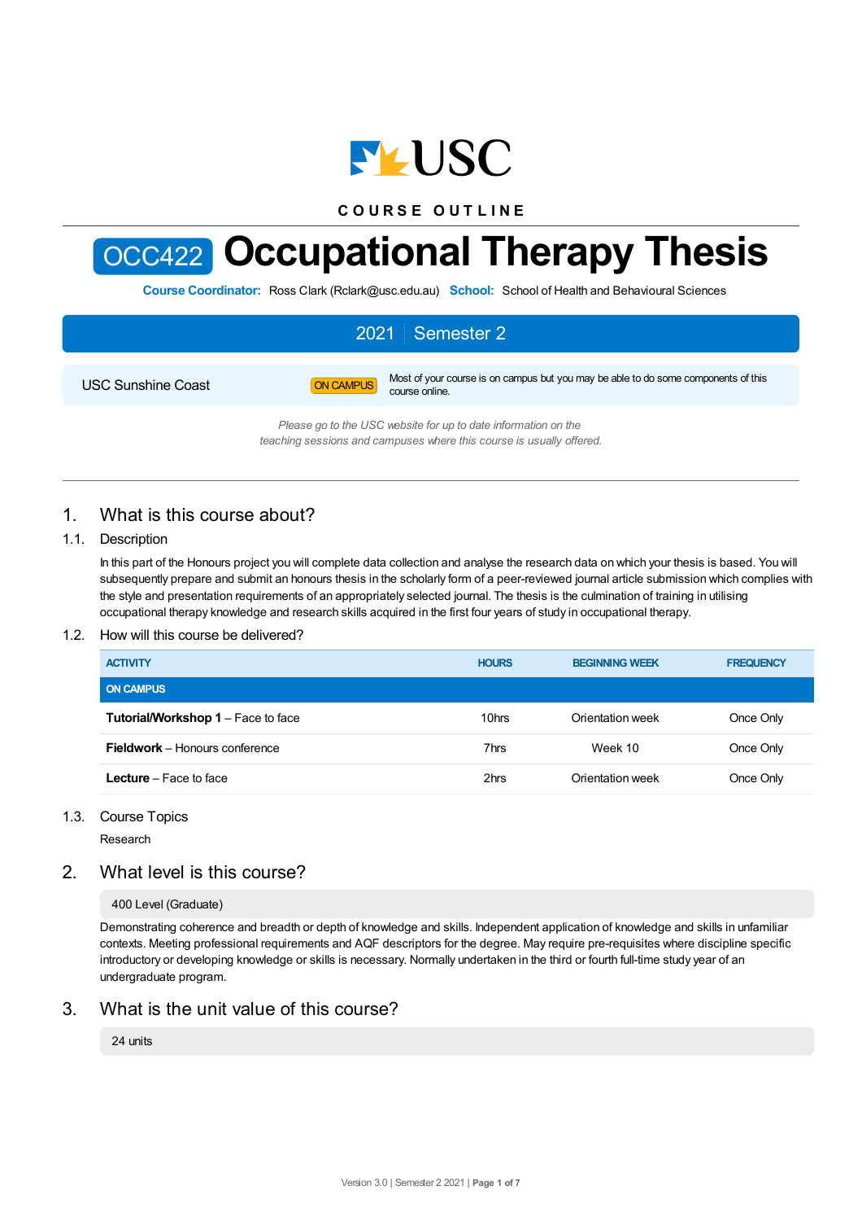COURSE OUTLINE

# OCC422 Occupational Therapy Thesis

**Course Coordinator:** Ross Clark (Rclark@usc.edu.au) **School:** School of Health and Behavioural Sciences

**2021 | Semester 2**

USC Sunshine Coast — ON CAMPUS — Most of your course is on campus but you may be able to do some components of this course online.

*Please go to the USC website for up to date information on the teaching sessions and campuses where this course is usually offered.*

## 1. What is this course about?

### 1.1. Description

In this part of the Honours project you will complete data collection and analyse the research data on which your thesis is based. You will subsequently prepare and submit an honours thesis in the scholarly form of a peer-reviewed journal article submission which complies with the style and presentation requirements of an appropriately selected journal. The thesis is the culmination of training in utilising occupational therapy knowledge and research skills acquired in the first four years of study in occupational therapy.

### 1.2. How will this course be delivered?

| ACTIVITY | HOURS | BEGINNING WEEK | FREQUENCY |
|---|---|---|---|
| **ON CAMPUS** | | | |
| **Tutorial/Workshop 1** – Face to face | 10hrs | Orientation week | Once Only |
| **Fieldwork** – Honours conference | 7hrs | Week 10 | Once Only |
| **Lecture** – Face to face | 2hrs | Orientation week | Once Only |

### 1.3. Course Topics

Research

## 2. What level is this course?

400 Level (Graduate)

Demonstrating coherence and breadth or depth of knowledge and skills. Independent application of knowledge and skills in unfamiliar contexts. Meeting professional requirements and AQF descriptors for the degree. May require pre-requisites where discipline specific introductory or developing knowledge or skills is necessary. Normally undertaken in the third or fourth full-time study year of an undergraduate program.

## 3. What is the unit value of this course?

24 units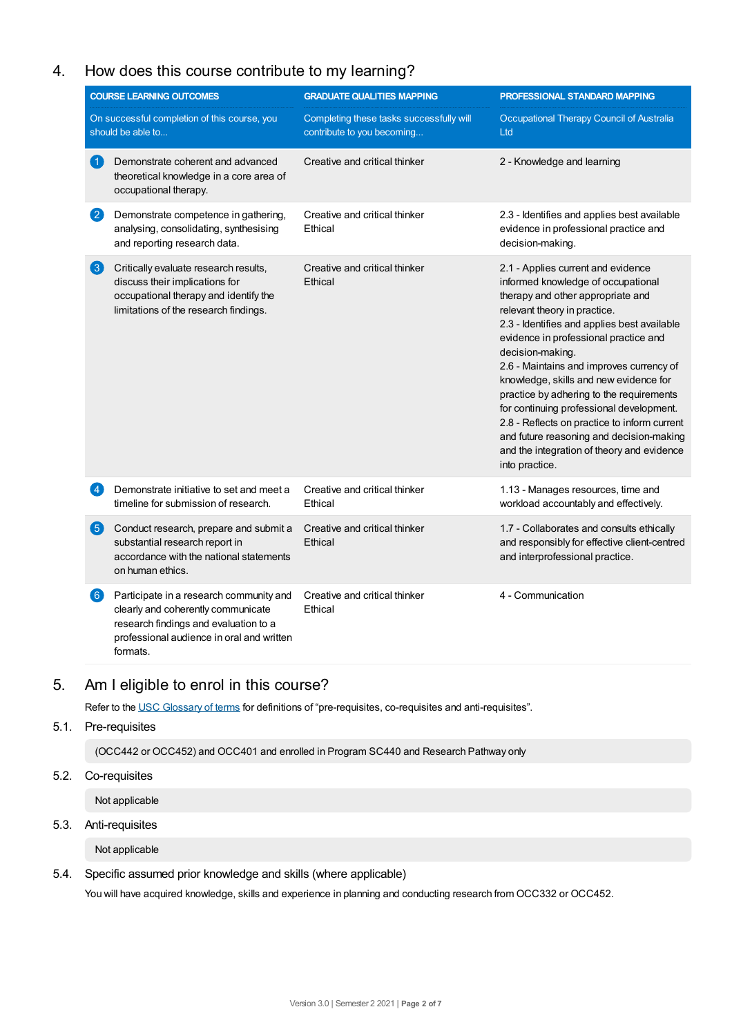## 4. How does this course contribute to my learning?

| COURSE LEARNING OUTCOMES<br>On successful completion of this course, you should be able to... | GRADUATE QUALITIES MAPPING<br>Completing these tasks successfully will contribute to you becoming... | PROFESSIONAL STANDARD MAPPING<br>Occupational Therapy Council of Australia Ltd |
|---|---|---|
| 1 Demonstrate coherent and advanced theoretical knowledge in a core area of occupational therapy. | Creative and critical thinker | 2 - Knowledge and learning |
| 2 Demonstrate competence in gathering, analysing, consolidating, synthesising and reporting research data. | Creative and critical thinker<br>Ethical | 2.3 - Identifies and applies best available evidence in professional practice and decision-making. |
| 3 Critically evaluate research results, discuss their implications for occupational therapy and identify the limitations of the research findings. | Creative and critical thinker<br>Ethical | 2.1 - Applies current and evidence informed knowledge of occupational therapy and other appropriate and relevant theory in practice.<br>2.3 - Identifies and applies best available evidence in professional practice and decision-making.<br>2.6 - Maintains and improves currency of knowledge, skills and new evidence for practice by adhering to the requirements for continuing professional development.<br>2.8 - Reflects on practice to inform current and future reasoning and decision-making and the integration of theory and evidence into practice. |
| 4 Demonstrate initiative to set and meet a timeline for submission of research. | Creative and critical thinker<br>Ethical | 1.13 - Manages resources, time and workload accountably and effectively. |
| 5 Conduct research, prepare and submit a substantial research report in accordance with the national statements on human ethics. | Creative and critical thinker<br>Ethical | 1.7 - Collaborates and consults ethically and responsibly for effective client-centred and interprofessional practice. |
| 6 Participate in a research community and clearly and coherently communicate research findings and evaluation to a professional audience in oral and written formats. | Creative and critical thinker<br>Ethical | 4 - Communication |

## 5. Am I eligible to enrol in this course?

Refer to the USC Glossary of terms for definitions of “pre-requisites, co-requisites and anti-requisites”.

### 5.1. Pre-requisites

(OCC442 or OCC452) and OCC401 and enrolled in Program SC440 and Research Pathway only

### 5.2. Co-requisites

Not applicable

### 5.3. Anti-requisites

Not applicable

### 5.4. Specific assumed prior knowledge and skills (where applicable)

You will have acquired knowledge, skills and experience in planning and conducting research from OCC332 or OCC452.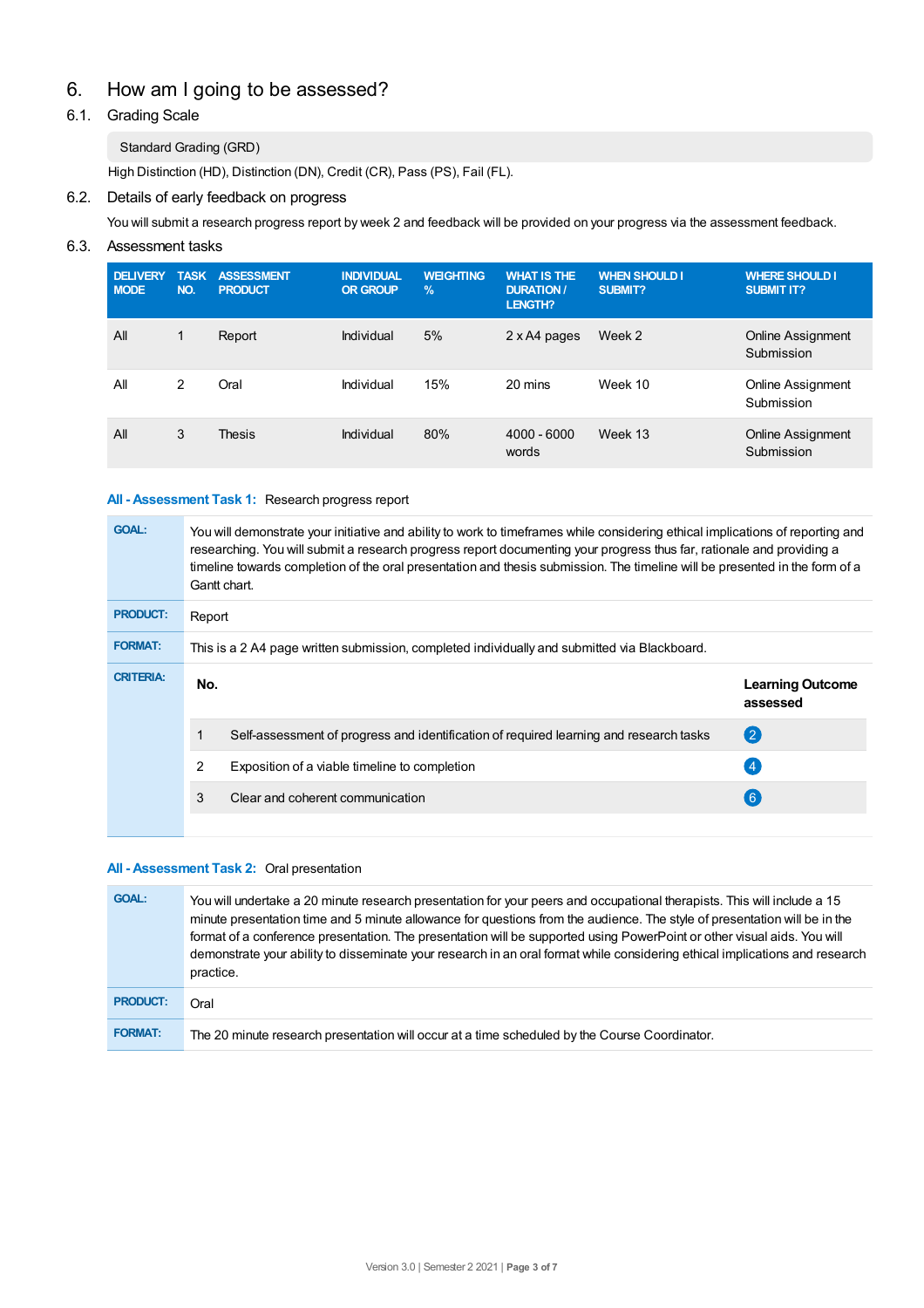# 6. How am I going to be assessed?

## 6.1. Grading Scale

Standard Grading (GRD)

High Distinction (HD), Distinction (DN), Credit (CR), Pass (PS), Fail (FL).

## 6.2. Details of early feedback on progress

You will submit a research progress report by week 2 and feedback will be provided on your progress via the assessment feedback.

## 6.3. Assessment tasks

| DELIVERY MODE | TASK NO. | ASSESSMENT PRODUCT | INDIVIDUAL OR GROUP | WEIGHTING % | WHAT IS THE DURATION / LENGTH? | WHEN SHOULD I SUBMIT? | WHERE SHOULD I SUBMIT IT? |
|---|---|---|---|---|---|---|---|
| All | 1 | Report | Individual | 5% | 2 x A4 pages | Week 2 | Online Assignment Submission |
| All | 2 | Oral | Individual | 15% | 20 mins | Week 10 | Online Assignment Submission |
| All | 3 | Thesis | Individual | 80% | 4000 - 6000 words | Week 13 | Online Assignment Submission |

**All - Assessment Task 1:** Research progress report

| | |
|---|---|
| **GOAL:** | You will demonstrate your initiative and ability to work to timeframes while considering ethical implications of reporting and researching. You will submit a research progress report documenting your progress thus far, rationale and providing a timeline towards completion of the oral presentation and thesis submission. The timeline will be presented in the form of a Gantt chart. |
| **PRODUCT:** | Report |
| **FORMAT:** | This is a 2 A4 page written submission, completed individually and submitted via Blackboard. |
| **CRITERIA:** | |

| No. | | Learning Outcome assessed |
|---|---|---|
| 1 | Self-assessment of progress and identification of required learning and research tasks | 2 |
| 2 | Exposition of a viable timeline to completion | 4 |
| 3 | Clear and coherent communication | 6 |

**All - Assessment Task 2:** Oral presentation

| | |
|---|---|
| **GOAL:** | You will undertake a 20 minute research presentation for your peers and occupational therapists. This will include a 15 minute presentation time and 5 minute allowance for questions from the audience. The style of presentation will be in the format of a conference presentation. The presentation will be supported using PowerPoint or other visual aids. You will demonstrate your ability to disseminate your research in an oral format while considering ethical implications and research practice. |
| **PRODUCT:** | Oral |
| **FORMAT:** | The 20 minute research presentation will occur at a time scheduled by the Course Coordinator. |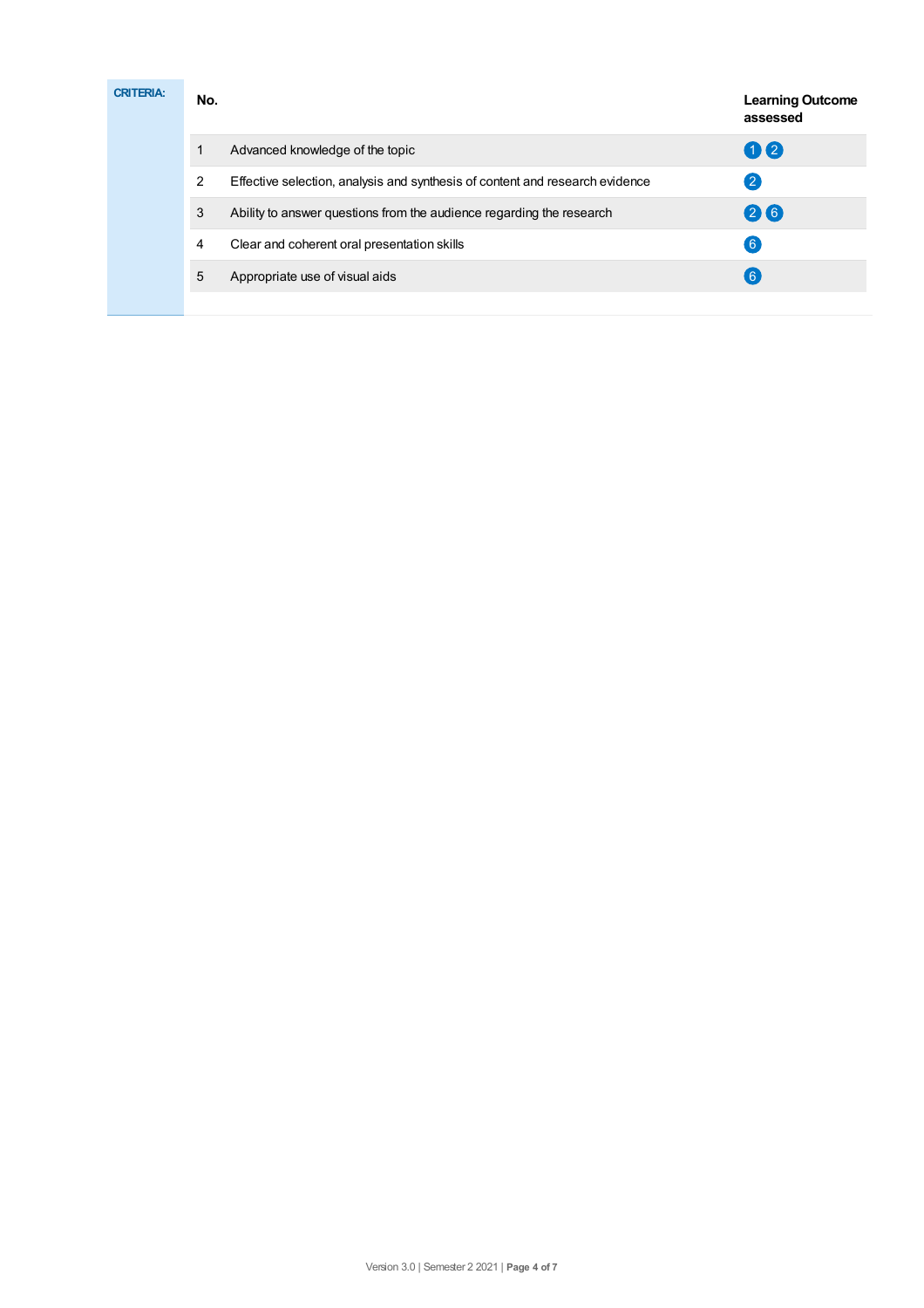**CRITERIA:**

| No. | | Learning Outcome assessed |
|---|---|---|
| 1 | Advanced knowledge of the topic | 1 2 |
| 2 | Effective selection, analysis and synthesis of content and research evidence | 2 |
| 3 | Ability to answer questions from the audience regarding the research | 2 6 |
| 4 | Clear and coherent oral presentation skills | 6 |
| 5 | Appropriate use of visual aids | 6 |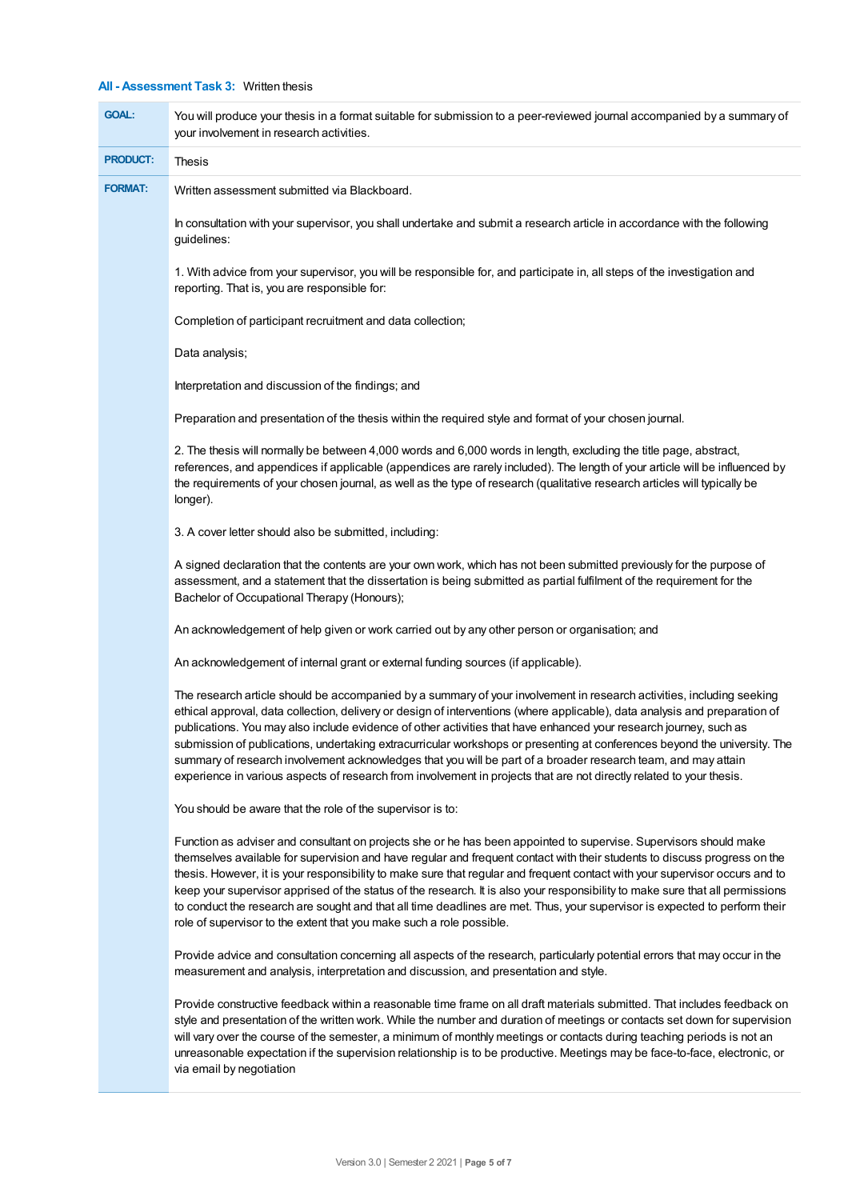**All - Assessment Task 3:** Written thesis

| | |
|---|---|
| **GOAL:** | You will produce your thesis in a format suitable for submission to a peer-reviewed journal accompanied by a summary of your involvement in research activities. |
| **PRODUCT:** | Thesis |
| **FORMAT:** | Written assessment submitted via Blackboard.<br><br>In consultation with your supervisor, you shall undertake and submit a research article in accordance with the following guidelines:<br><br>1. With advice from your supervisor, you will be responsible for, and participate in, all steps of the investigation and reporting. That is, you are responsible for:<br><br>Completion of participant recruitment and data collection;<br><br>Data analysis;<br><br>Interpretation and discussion of the findings; and<br><br>Preparation and presentation of the thesis within the required style and format of your chosen journal.<br><br>2. The thesis will normally be between 4,000 words and 6,000 words in length, excluding the title page, abstract, references, and appendices if applicable (appendices are rarely included). The length of your article will be influenced by the requirements of your chosen journal, as well as the type of research (qualitative research articles will typically be longer).<br><br>3. A cover letter should also be submitted, including:<br><br>A signed declaration that the contents are your own work, which has not been submitted previously for the purpose of assessment, and a statement that the dissertation is being submitted as partial fulfilment of the requirement for the Bachelor of Occupational Therapy (Honours);<br><br>An acknowledgement of help given or work carried out by any other person or organisation; and<br><br>An acknowledgement of internal grant or external funding sources (if applicable).<br><br>The research article should be accompanied by a summary of your involvement in research activities, including seeking ethical approval, data collection, delivery or design of interventions (where applicable), data analysis and preparation of publications. You may also include evidence of other activities that have enhanced your research journey, such as submission of publications, undertaking extracurricular workshops or presenting at conferences beyond the university. The summary of research involvement acknowledges that you will be part of a broader research team, and may attain experience in various aspects of research from involvement in projects that are not directly related to your thesis.<br><br>You should be aware that the role of the supervisor is to:<br><br>Function as adviser and consultant on projects she or he has been appointed to supervise. Supervisors should make themselves available for supervision and have regular and frequent contact with their students to discuss progress on the thesis. However, it is your responsibility to make sure that regular and frequent contact with your supervisor occurs and to keep your supervisor apprised of the status of the research. It is also your responsibility to make sure that all permissions to conduct the research are sought and that all time deadlines are met. Thus, your supervisor is expected to perform their role of supervisor to the extent that you make such a role possible.<br><br>Provide advice and consultation concerning all aspects of the research, particularly potential errors that may occur in the measurement and analysis, interpretation and discussion, and presentation and style.<br><br>Provide constructive feedback within a reasonable time frame on all draft materials submitted. That includes feedback on style and presentation of the written work. While the number and duration of meetings or contacts set down for supervision will vary over the course of the semester, a minimum of monthly meetings or contacts during teaching periods is not an unreasonable expectation if the supervision relationship is to be productive. Meetings may be face-to-face, electronic, or via email by negotiation |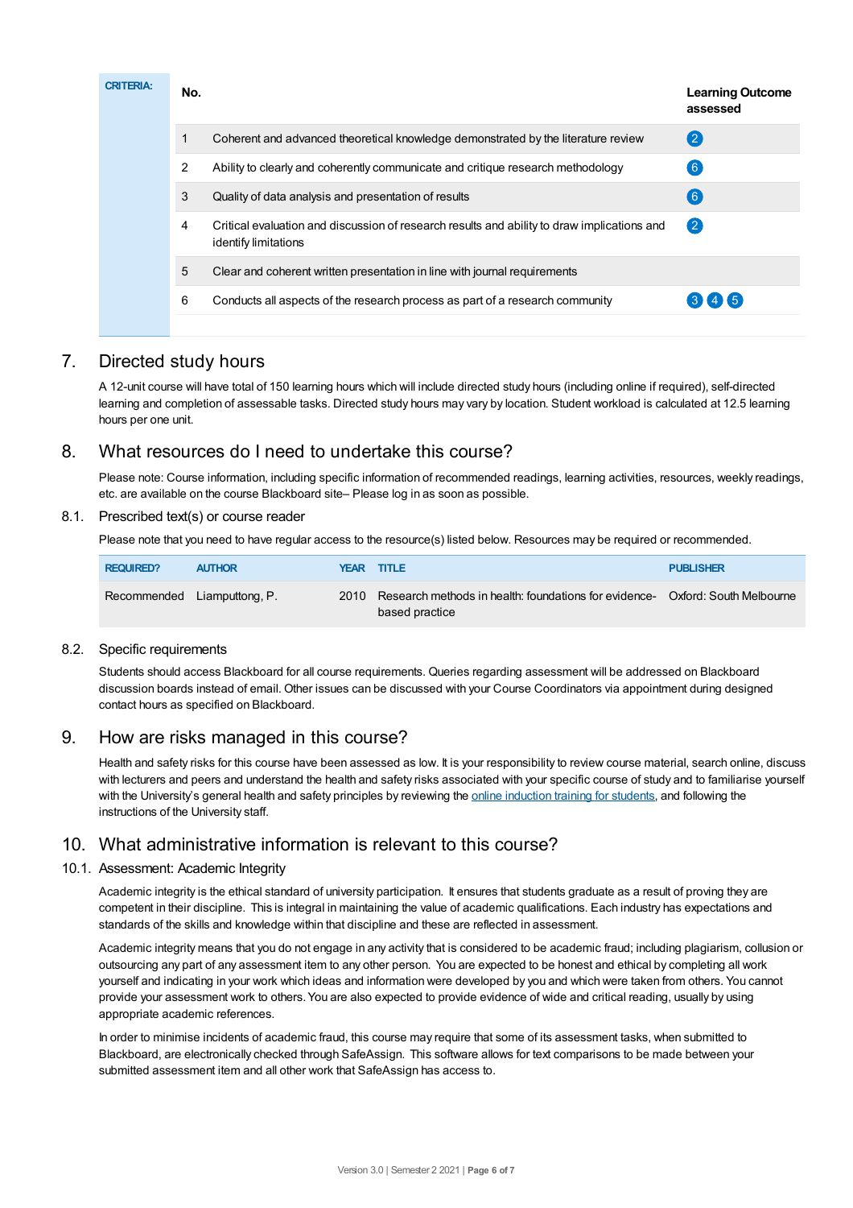**CRITERIA:**

| No. | | Learning Outcome assessed |
|---|---|---|
| 1 | Coherent and advanced theoretical knowledge demonstrated by the literature review | 2 |
| 2 | Ability to clearly and coherently communicate and critique research methodology | 6 |
| 3 | Quality of data analysis and presentation of results | 6 |
| 4 | Critical evaluation and discussion of research results and ability to draw implications and identify limitations | 2 |
| 5 | Clear and coherent written presentation in line with journal requirements | |
| 6 | Conducts all aspects of the research process as part of a research community | 3 4 5 |

## 7. Directed study hours

A 12-unit course will have total of 150 learning hours which will include directed study hours (including online if required), self-directed learning and completion of assessable tasks. Directed study hours may vary by location. Student workload is calculated at 12.5 learning hours per one unit.

## 8. What resources do I need to undertake this course?

Please note: Course information, including specific information of recommended readings, learning activities, resources, weekly readings, etc. are available on the course Blackboard site– Please log in as soon as possible.

### 8.1. Prescribed text(s) or course reader

Please note that you need to have regular access to the resource(s) listed below. Resources may be required or recommended.

| REQUIRED? | AUTHOR | YEAR | TITLE | PUBLISHER |
|---|---|---|---|---|
| Recommended | Liamputtong, P. | 2010 | Research methods in health: foundations for evidence-based practice | Oxford: South Melbourne |

### 8.2. Specific requirements

Students should access Blackboard for all course requirements. Queries regarding assessment will be addressed on Blackboard discussion boards instead of email. Other issues can be discussed with your Course Coordinators via appointment during designed contact hours as specified on Blackboard.

## 9. How are risks managed in this course?

Health and safety risks for this course have been assessed as low. It is your responsibility to review course material, search online, discuss with lecturers and peers and understand the health and safety risks associated with your specific course of study and to familiarise yourself with the University's general health and safety principles by reviewing the online induction training for students, and following the instructions of the University staff.

## 10. What administrative information is relevant to this course?

### 10.1. Assessment: Academic Integrity

Academic integrity is the ethical standard of university participation. It ensures that students graduate as a result of proving they are competent in their discipline. This is integral in maintaining the value of academic qualifications. Each industry has expectations and standards of the skills and knowledge within that discipline and these are reflected in assessment.

Academic integrity means that you do not engage in any activity that is considered to be academic fraud; including plagiarism, collusion or outsourcing any part of any assessment item to any other person. You are expected to be honest and ethical by completing all work yourself and indicating in your work which ideas and information were developed by you and which were taken from others. You cannot provide your assessment work to others. You are also expected to provide evidence of wide and critical reading, usually by using appropriate academic references.

In order to minimise incidents of academic fraud, this course may require that some of its assessment tasks, when submitted to Blackboard, are electronically checked through SafeAssign. This software allows for text comparisons to be made between your submitted assessment item and all other work that SafeAssign has access to.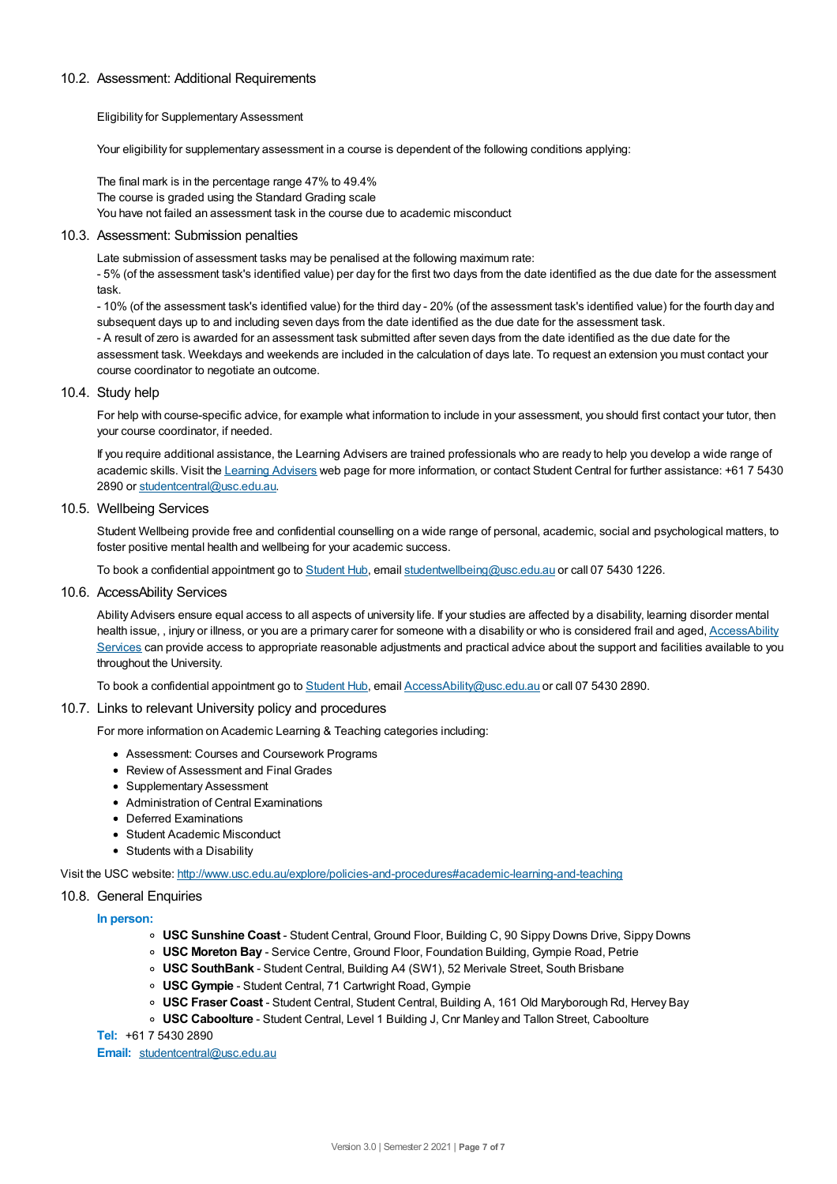### 10.2. Assessment: Additional Requirements

Eligibility for Supplementary Assessment

Your eligibility for supplementary assessment in a course is dependent of the following conditions applying:

The final mark is in the percentage range 47% to 49.4%
The course is graded using the Standard Grading scale
You have not failed an assessment task in the course due to academic misconduct

### 10.3. Assessment: Submission penalties

Late submission of assessment tasks may be penalised at the following maximum rate:
- 5% (of the assessment task's identified value) per day for the first two days from the date identified as the due date for the assessment task.
- 10% (of the assessment task's identified value) for the third day - 20% (of the assessment task's identified value) for the fourth day and subsequent days up to and including seven days from the date identified as the due date for the assessment task.
- A result of zero is awarded for an assessment task submitted after seven days from the date identified as the due date for the assessment task. Weekdays and weekends are included in the calculation of days late. To request an extension you must contact your course coordinator to negotiate an outcome.

### 10.4. Study help

For help with course-specific advice, for example what information to include in your assessment, you should first contact your tutor, then your course coordinator, if needed.

If you require additional assistance, the Learning Advisers are trained professionals who are ready to help you develop a wide range of academic skills. Visit the Learning Advisers web page for more information, or contact Student Central for further assistance: +61 7 5430 2890 or studentcentral@usc.edu.au.

### 10.5. Wellbeing Services

Student Wellbeing provide free and confidential counselling on a wide range of personal, academic, social and psychological matters, to foster positive mental health and wellbeing for your academic success.

To book a confidential appointment go to Student Hub, email studentwellbeing@usc.edu.au or call 07 5430 1226.

### 10.6. AccessAbility Services

Ability Advisers ensure equal access to all aspects of university life. If your studies are affected by a disability, learning disorder mental health issue, , injury or illness, or you are a primary carer for someone with a disability or who is considered frail and aged, AccessAbility Services can provide access to appropriate reasonable adjustments and practical advice about the support and facilities available to you throughout the University.

To book a confidential appointment go to Student Hub, email AccessAbility@usc.edu.au or call 07 5430 2890.

### 10.7. Links to relevant University policy and procedures

For more information on Academic Learning & Teaching categories including:

- Assessment: Courses and Coursework Programs
- Review of Assessment and Final Grades
- Supplementary Assessment
- Administration of Central Examinations
- Deferred Examinations
- Student Academic Misconduct
- Students with a Disability

Visit the USC website: http://www.usc.edu.au/explore/policies-and-procedures#academic-learning-and-teaching

### 10.8. General Enquiries

**In person:**

- **USC Sunshine Coast** - Student Central, Ground Floor, Building C, 90 Sippy Downs Drive, Sippy Downs
- **USC Moreton Bay** - Service Centre, Ground Floor, Foundation Building, Gympie Road, Petrie
- **USC SouthBank** - Student Central, Building A4 (SW1), 52 Merivale Street, South Brisbane
- **USC Gympie** - Student Central, 71 Cartwright Road, Gympie
- **USC Fraser Coast** - Student Central, Student Central, Building A, 161 Old Maryborough Rd, Hervey Bay
- **USC Caboolture** - Student Central, Level 1 Building J, Cnr Manley and Tallon Street, Caboolture

**Tel:** +61 7 5430 2890

**Email:** studentcentral@usc.edu.au